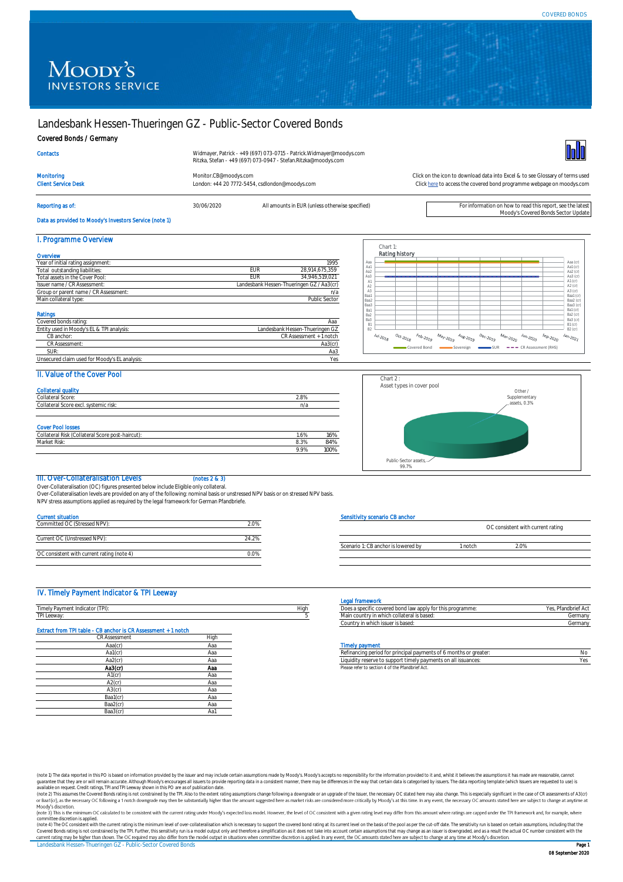# Landesbank Hessen-Thueringen GZ - Public-Sector Covered Bonds

## Covered Bonds / Germany

**Contacts**
Widmayer, Patrick - +49 (697) 073-0715 - Patrick.Widmayer@moodys.com
Ritzka, Stefan - +49 (697) 073-0947 - Stefan.Ritzka@moodys.com

**Monitoring**
Monitor.CB@moodys.com

**Client Service Desk**
London: +44 20 7772-5454, csdlondon@moodys.com

Click on the icon to download data into Excel & to see Glossary of terms used
Click here to access the covered bond programme webpage on moodys.com

**Reporting as of:** 30/06/2020 — All amounts in EUR (unless otherwise specified)

For information on how to read this report, see the latest Moody's Covered Bonds Sector Update

Data as provided to Moody's Investors Service (note 1)

## I. Programme Overview

**Overview**

| | | |
|---|---|---|
| Year of initial rating assignment: | | 1995 |
| Total outstanding liabilities: | EUR | 28,914,675,359 |
| Total assets in the Cover Pool: | EUR | 34,946,519,021 |
| Issuer name / CR Assessment: | | Landesbank Hessen-Thueringen GZ / Aa3(cr) |
| Group or parent name / CR Assessment: | | n/a |
| Main collateral type: | | Public Sector |

**Ratings**

| | |
|---|---|
| Covered bonds rating: | Aaa |
| Entity used in Moody's EL & TPI analysis: | Landesbank Hessen-Thueringen GZ |
| CB anchor: | CR Assessment + 1 notch |
| CR Assessment: | Aa3(cr) |
| SUR: | Aa3 |
| Unsecured claim used for Moody's EL analysis: | Yes |

Chart 1:
Rating history

## II. Value of the Cover Pool

**Collateral quality**

| | |
|---|---|
| Collateral Score: | 2.8% |
| Collateral Score excl. systemic risk: | n/a |

**Cover Pool losses**

| | | |
|---|---|---|
| Collateral Risk (Collateral Score post-haircut): | 1.6% | 16% |
| Market Risk: | 8.3% | 84% |
| | 9.9% | 100% |

Chart 2 :
Asset types in cover pool

Public-Sector assets, 99.7%; Other / Supplementary assets, 0.3%

## III. Over-Collateralisation Levels (notes 2 & 3)

Over-Collateralisation (OC) figures presented below include Eligible only collateral.
Over-Collateralisation levels are provided on any of the following: nominal basis or unstressed NPV basis or on stressed NPV basis.
NPV stress assumptions applied as required by the legal framework for German Pfandbriefe.

**Current situation**

| | |
|---|---|
| Committed OC (Stressed NPV): | 2.0% |
| Current OC (Unstressed NPV): | 24.2% |
| OC consistent with current rating (note 4) | 0.0% |

**Sensitivity scenario CB anchor**

| | | OC consistent with current rating |
|---|---|---|
| Scenario 1: CB anchor is lowered by | 1 notch | 2.0% |

## IV. Timely Payment Indicator & TPI Leeway

| | |
|---|---|
| Timely Payment Indicator (TPI): | High |
| TPI Leeway: | 5 |

**Extract from TPI table - CB anchor is CR Assessment + 1 notch**

| CR Assessment | High |
|---|---|
| Aaa(cr) | Aaa |
| Aa1(cr) | Aaa |
| Aa2(cr) | Aaa |
| **Aa3(cr)** | **Aaa** |
| A1(cr) | Aaa |
| A2(cr) | Aaa |
| A3(cr) | Aaa |
| Baa1(cr) | Aaa |
| Baa2(cr) | Aaa |
| Baa3(cr) | Aa1 |

**Legal framework**

| | |
|---|---|
| Does a specific covered bond law apply for this programme: | Yes, Pfandbrief Act |
| Main country in which collateral is based: | Germany |
| Country in which issuer is based: | Germany |

**Timely payment**

| | |
|---|---|
| Refinancing period for principal payments of 6 months or greater: | No |
| Liquidity reserve to support timely payments on all issuances: | Yes |

Please refer to section 4 of the Pfandbrief Act.

(note 1) The data reported in this PO is based on information provided by the issuer and may include certain assumptions made by Moody's. Moody's accepts no responsibility for the information provided to it and, whilst it believes the assumptions it has made are reasonable, cannot guarantee that they are or will remain accurate. Although Moody's encourages all issuers to provide reporting data in a consistent manner, there may be differences in the way that certain data is categorised by issuers. The data reporting template (which issuers are requested to use) is available on request. Credit ratings, TPI and TPI Leeway shown in this PO are as of publication date.
(note 2) This assumes the Covered Bonds rating is not constrained by the TPI. Also to the extent rating assumptions change following a downgrade or an upgrade of the Issuer, the necessary OC stated here may also change. This is especially significant in the case of CR assessments of A3(cr) or Baa1(cr), as the necessary OC following a 1 notch downgrade may then be substantially higher than the amount suggested here as market risks are considered more critically by Moody's at this time. In any event, the necessary OC amounts stated here are subject to change at anytime at Moody's discretion.
(note 3) This is the minimum OC calculated to be consistent with the current rating under Moody's expected loss model. However, the level of OC consistent with a given rating level may differ from this amount where ratings are capped under the TPI framework and, for example, where committee discretion is applied.
(note 4) The OC consistent with the current rating is the minimum level of over-collateralisation which is necessary to support the covered bond rating at its current level on the basis of the pool as per the cut-off date. The sensitivity run is a model output only and therefore a simplification as it does not take into account certain assumptions that may change as an issuer is downgraded, and as a result the actual OC number consistent with the current rating may be higher than shown. The OC required may also differ from the model output in situations when committee discretion is applied. In any event, the OC amounts stated here are subject to change at any time at Moody's discretion.

08 September 2020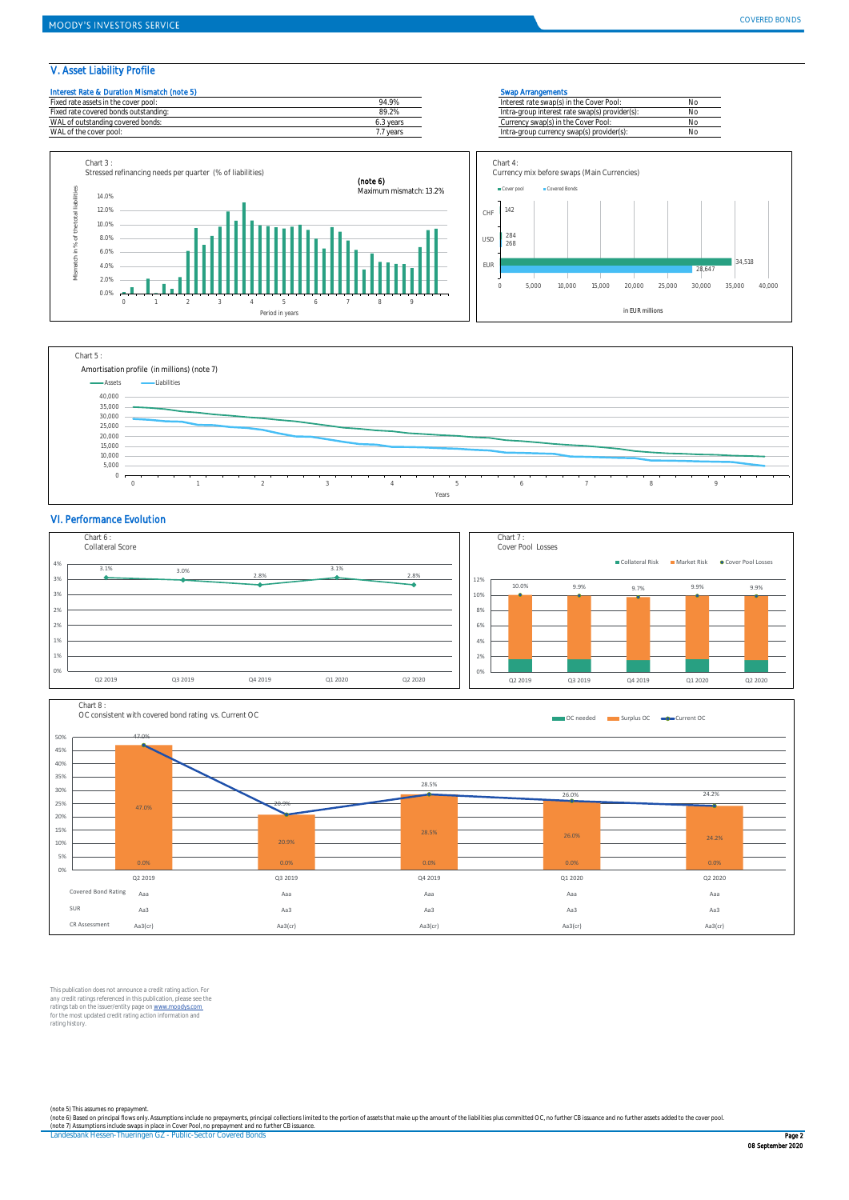## V. Asset Liability Profile

| Interest Rate & Duration Mismatch (note 5) | |
|---|---|
| Fixed rate assets in the cover pool: | 94.9% |
| Fixed rate covered bonds outstanding: | 89.2% |
| WAL of outstanding covered bonds: | 6.3 years |
| WAL of the cover pool: | 7.7 years |

| Swap Arrangements | |
|---|---|
| Interest rate swap(s) in the Cover Pool: | No |
| Intra-group interest rate swap(s) provider(s): | No |
| Currency swap(s) in the Cover Pool: | No |
| Intra-group currency swap(s) provider(s): | No |

Chart 3 :
Stressed refinancing needs per quarter (% of liabilities)

(note 6)
Maximum mismatch: 13.2%

Chart 4:
Currency mix before swaps (Main Currencies)

| Currency | Cover pool | Covered Bonds |
|---|---|---|
| CHF | | 142 |
| USD | 284 | 268 |
| EUR | 34,518 | 28,647 |

in EUR millions

Chart 5 :
Amortisation profile (in millions) (note 7)

## VI. Performance Evolution

Chart 6 :
Collateral Score

| Q2 2019 | Q3 2019 | Q4 2019 | Q1 2020 | Q2 2020 |
|---|---|---|---|---|
| 3.1% | 3.0% | 2.8% | 3.1% | 2.8% |

Chart 7 :
Cover Pool Losses

| Q2 2019 | Q3 2019 | Q4 2019 | Q1 2020 | Q2 2020 |
|---|---|---|---|---|
| 10.0% | 9.9% | 9.7% | 9.9% | 9.9% |

Chart 8 :
OC consistent with covered bond rating vs. Current OC

| | Q2 2019 | Q3 2019 | Q4 2019 | Q1 2020 | Q2 2020 |
|---|---|---|---|---|---|
| Current OC | 47.0% | 20.9% | 28.5% | 26.0% | 24.2% |
| Surplus OC | 47.0% | 20.9% | 28.5% | 26.0% | 24.2% |
| OC needed | 0.0% | 0.0% | 0.0% | 0.0% | 0.0% |
| Covered Bond Rating | Aaa | Aaa | Aaa | Aaa | Aaa |
| SUR | Aa3 | Aa3 | Aa3 | Aa3 | Aa3 |
| CR Assessment | Aa3(cr) | Aa3(cr) | Aa3(cr) | Aa3(cr) | Aa3(cr) |

This publication does not announce a credit rating action. For any credit ratings referenced in this publication, please see the ratings tab on the issuer/entity page on www.moodys.com for the most updated credit rating action information and rating history.

(note 5) This assumes no prepayment.
(note 6) Based on principal flows only. Assumptions include no prepayments, principal collections limited to the portion of assets that make up the amount of the liabilities plus committed OC, no further CB issuance and no further assets added to the cover pool.
(note 7) Assumptions include swaps in place in Cover Pool, no prepayment and no further CB issuance.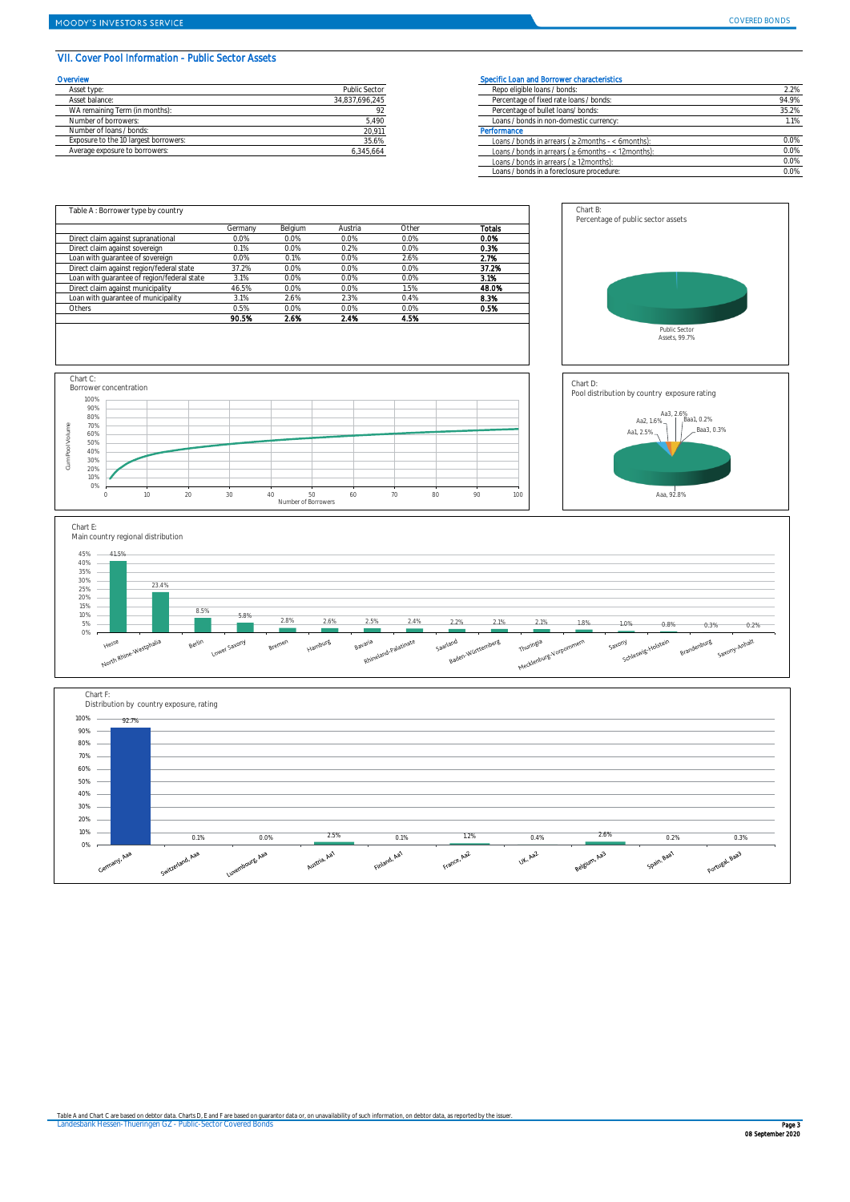## VII. Cover Pool Information – Public Sector Assets

### Overview

| | |
|---|---|
| Asset type: | Public Sector |
| Asset balance: | 34,837,696,245 |
| WA remaining Term (in months): | 92 |
| Number of borrowers: | 5,490 |
| Number of loans / bonds: | 20,911 |
| Exposure to the 10 largest borrowers: | 35.6% |
| Average exposure to borrowers: | 6,345,664 |

### Specific Loan and Borrower characteristics

| | |
|---|---|
| Repo eligible loans / bonds: | 2.2% |
| Percentage of fixed rate loans / bonds: | 94.9% |
| Percentage of bullet loans/ bonds: | 35.2% |
| Loans / bonds in non-domestic currency: | 1.1% |

### Performance

| | |
|---|---|
| Loans / bonds in arrears ( ≥ 2months - < 6months): | 0.0% |
| Loans / bonds in arrears ( ≥ 6months - < 12months): | 0.0% |
| Loans / bonds in arrears ( ≥ 12months): | 0.0% |
| Loans / bonds in a foreclosure procedure: | 0.0% |

Table A : Borrower type by country

| | Germany | Belgium | Austria | Other | Totals |
|---|---|---|---|---|---|
| Direct claim against supranational | 0.0% | 0.0% | 0.0% | 0.0% | **0.0%** |
| Direct claim against sovereign | 0.1% | 0.0% | 0.2% | 0.0% | **0.3%** |
| Loan with guarantee of sovereign | 0.0% | 0.1% | 0.0% | 2.6% | **2.7%** |
| Direct claim against region/federal state | 37.2% | 0.0% | 0.0% | 0.0% | **37.2%** |
| Loan with guarantee of region/federal state | 3.1% | 0.0% | 0.0% | 0.0% | **3.1%** |
| Direct claim against municipality | 46.5% | 0.0% | 0.0% | 1.5% | **48.0%** |
| Loan with guarantee of municipality | 3.1% | 2.6% | 2.3% | 0.4% | **8.3%** |
| Others | 0.5% | 0.0% | 0.0% | 0.0% | **0.5%** |
| | **90.5%** | **2.6%** | **2.4%** | **4.5%** | |

Chart B:
Percentage of public sector assets

Public Sector Assets, 99.7%

Chart C:
Borrower concentration

Chart D:
Pool distribution by country exposure rating

Aaa, 92.8%; Aa1, 2.5%; Aa2, 1.6%; Aa3, 2.6%; Baa1, 0.2%; Baa3, 0.3%

Chart E:
Main country regional distribution

| Region | Share |
|---|---|
| Hesse | 41.5% |
| North Rhine-Westphalia | 23.4% |
| Berlin | 8.5% |
| Lower Saxony | 5.8% |
| Bremen | 2.8% |
| Hamburg | 2.6% |
| Bavaria | 2.5% |
| Rhineland-Palatinate | 2.4% |
| Saarland | 2.2% |
| Baden-Württemberg | 2.1% |
| Thuringia | 2.1% |
| Mecklenburg-Vorpommern | 1.8% |
| Saxony | 1.0% |
| Schleswig-Holstein | 0.8% |
| Brandenburg | 0.3% |
| Saxony-Anhalt | 0.2% |

Chart F:
Distribution by country exposure, rating

| Country, rating | Share |
|---|---|
| Germany, Aaa | 92.7% |
| Switzerland, Aaa | 0.1% |
| Luxembourg, Aaa | 0.0% |
| Austria, Aa1 | 2.5% |
| Finland, Aa1 | 0.1% |
| France, Aa2 | 1.2% |
| UK, Aa2 | 0.4% |
| Belgium, Aa3 | 2.6% |
| Spain, Baa1 | 0.2% |
| Portugal, Baa3 | 0.3% |

Table A and Chart C are based on debtor data. Charts D, E and F are based on guarantor data or, on unavailability of such information, on debtor data, as reported by the issuer.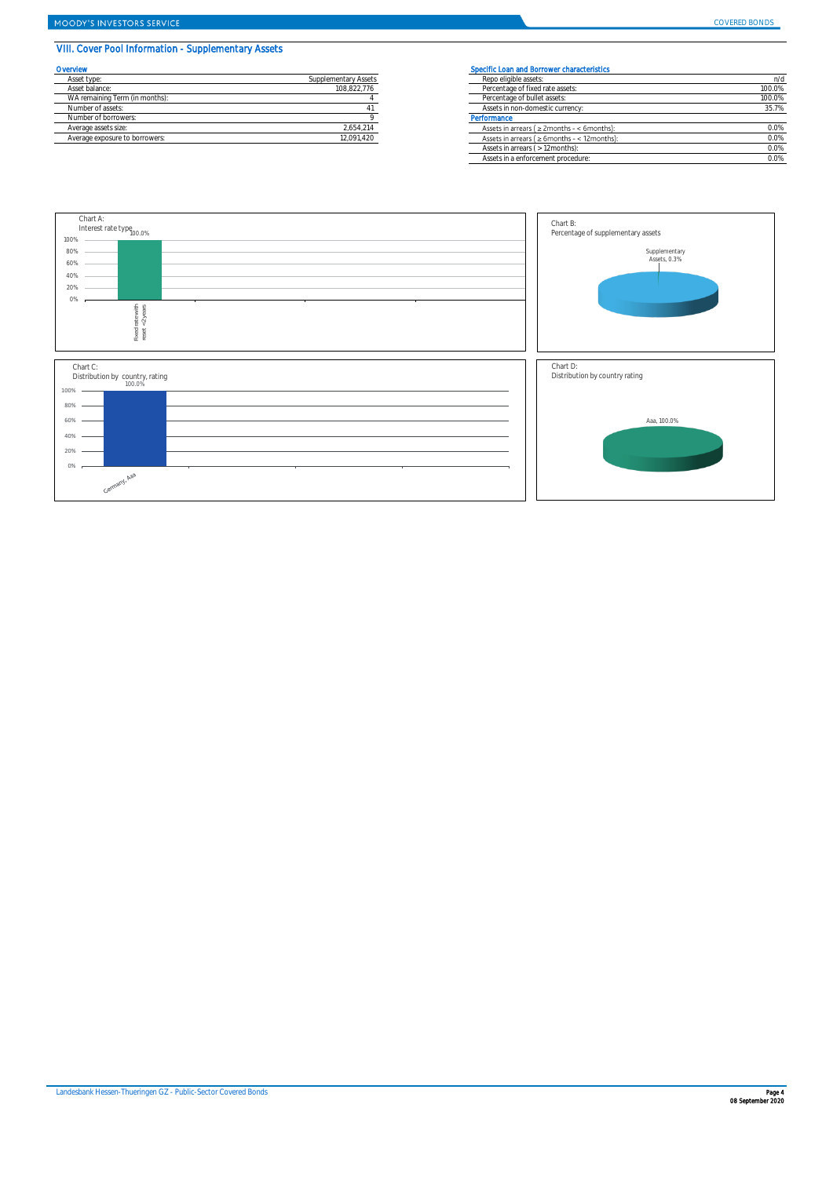## VIII. Cover Pool Information - Supplementary Assets

### Overview

| | |
|---|---|
| Asset type: | Supplementary Assets |
| Asset balance: | 108,822,776 |
| WA remaining Term (in months): | 4 |
| Number of assets: | 41 |
| Number of borrowers: | 9 |
| Average assets size: | 2,654,214 |
| Average exposure to borrowers: | 12,091,420 |

### Specific Loan and Borrower characteristics

| | |
|---|---|
| Repo eligible assets: | n/d |
| Percentage of fixed rate assets: | 100.0% |
| Percentage of bullet assets: | 100.0% |
| Assets in non-domestic currency: | 35.7% |
| **Performance** | |
| Assets in arrears ( ≥ 2months - < 6months): | 0.0% |
| Assets in arrears ( ≥ 6months - < 12months): | 0.0% |
| Assets in arrears ( > 12months): | 0.0% |
| Assets in a enforcement procedure: | 0.0% |

Chart A:
Interest rate type

| Fixed rate with reset <2 years |
|---|
| 100.0% |

Chart B:
Percentage of supplementary assets

Supplementary Assets, 0.3%

Chart C:
Distribution by country, rating

| Germany, Aaa |
|---|
| 100.0% |

Chart D:
Distribution by country rating

Aaa, 100.0%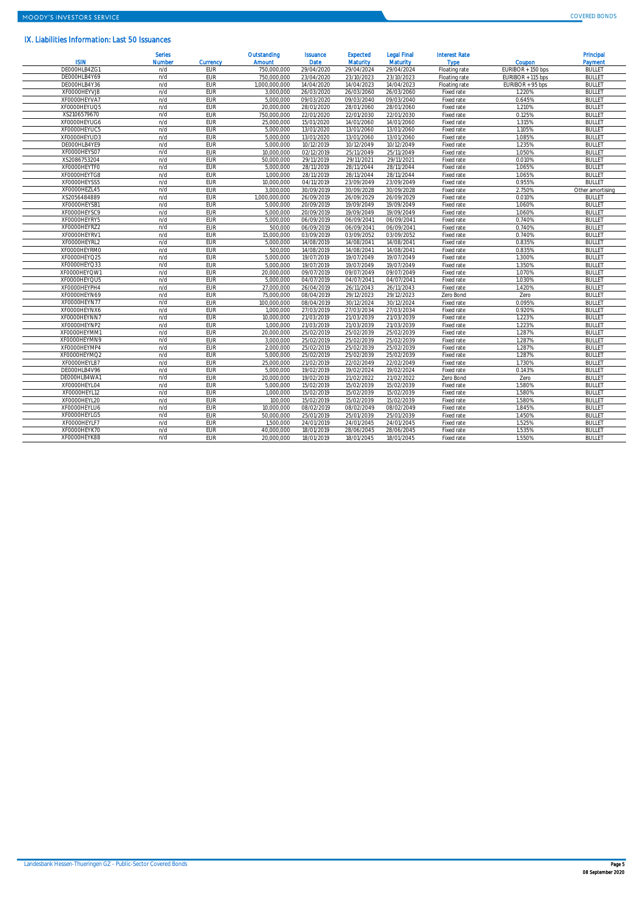## IX. Liabilities Information: Last 50 Issuances

| ISIN | Series Number | Currency | Outstanding Amount | Issuance Date | Expected Maturity | Legal Final Maturity | Interest Rate Type | Coupon | Principal Payment |
|---|---|---|---|---|---|---|---|---|---|
| DE000HLB4ZG1 | n/d | EUR | 750,000,000 | 29/04/2020 | 29/04/2024 | 29/04/2024 | Floating rate | EURIBOR + 150 bps | BULLET |
| DE000HLB4Y69 | n/d | EUR | 750,000,000 | 23/04/2020 | 23/10/2023 | 23/10/2023 | Floating rate | EURIBOR + 115 bps | BULLET |
| DE000HLB4Y36 | n/d | EUR | 1,000,000,000 | 14/04/2020 | 14/04/2023 | 14/04/2023 | Floating rate | EURIBOR + 95 bps | BULLET |
| XF0000HEYVJ8 | n/d | EUR | 3,000,000 | 26/03/2020 | 26/03/2060 | 26/03/2060 | Fixed rate | 1.220% | BULLET |
| XF0000HEYVA7 | n/d | EUR | 5,000,000 | 09/03/2020 | 09/03/2040 | 09/03/2040 | Fixed rate | 0.645% | BULLET |
| XF0000HEYUQ5 | n/d | EUR | 20,000,000 | 28/01/2020 | 28/01/2060 | 28/01/2060 | Fixed rate | 1.210% | BULLET |
| XS2106579670 | n/d | EUR | 750,000,000 | 22/01/2020 | 22/01/2030 | 22/01/2030 | Fixed rate | 0.125% | BULLET |
| XF0000HEYUG6 | n/d | EUR | 25,000,000 | 15/01/2020 | 14/01/2060 | 14/01/2060 | Fixed rate | 1.315% | BULLET |
| XF0000HEYUC5 | n/d | EUR | 5,000,000 | 13/01/2020 | 13/01/2060 | 13/01/2060 | Fixed rate | 1.105% | BULLET |
| XF0000HEYUD3 | n/d | EUR | 5,000,000 | 13/01/2020 | 13/01/2060 | 13/01/2060 | Fixed rate | 1.085% | BULLET |
| DE000HLB4YE9 | n/d | EUR | 5,000,000 | 10/12/2019 | 10/12/2049 | 10/12/2049 | Fixed rate | 1.235% | BULLET |
| XF0000HEYS07 | n/d | EUR | 10,000,000 | 02/12/2019 | 25/11/2049 | 25/11/2049 | Fixed rate | 1.050% | BULLET |
| XS2086753204 | n/d | EUR | 50,000,000 | 29/11/2019 | 29/11/2021 | 29/11/2021 | Fixed rate | 0.010% | BULLET |
| XF0000HEYTF0 | n/d | EUR | 5,000,000 | 28/11/2019 | 28/11/2044 | 28/11/2044 | Fixed rate | 1.065% | BULLET |
| XF0000HEYTG8 | n/d | EUR | 1,000,000 | 28/11/2019 | 28/11/2044 | 28/11/2044 | Fixed rate | 1.065% | BULLET |
| XF0000HEYSS5 | n/d | EUR | 10,000,000 | 04/11/2019 | 23/09/2049 | 23/09/2049 | Fixed rate | 0.955% | BULLET |
| XF0000HEZL45 | n/d | EUR | 3,000,000 | 30/09/2019 | 30/09/2028 | 30/09/2028 | Fixed rate | 2.750% | Other amortising |
| XS2056484889 | n/d | EUR | 1,000,000,000 | 26/09/2019 | 26/09/2029 | 26/09/2029 | Fixed rate | 0.010% | BULLET |
| XF0000HEYSB1 | n/d | EUR | 5,000,000 | 20/09/2019 | 19/09/2049 | 19/09/2049 | Fixed rate | 1.060% | BULLET |
| XF0000HEYSC9 | n/d | EUR | 5,000,000 | 20/09/2019 | 19/09/2049 | 19/09/2049 | Fixed rate | 1.060% | BULLET |
| XF0000HEYRY5 | n/d | EUR | 5,000,000 | 06/09/2019 | 06/09/2041 | 06/09/2041 | Fixed rate | 0.740% | BULLET |
| XF0000HEYRZ2 | n/d | EUR | 500,000 | 06/09/2019 | 06/09/2041 | 06/09/2041 | Fixed rate | 0.740% | BULLET |
| XF0000HEYRV1 | n/d | EUR | 15,000,000 | 03/09/2019 | 03/09/2052 | 03/09/2052 | Fixed rate | 0.740% | BULLET |
| XF0000HEYRL2 | n/d | EUR | 5,000,000 | 14/08/2019 | 14/08/2041 | 14/08/2041 | Fixed rate | 0.835% | BULLET |
| XF0000HEYRM0 | n/d | EUR | 500,000 | 14/08/2019 | 14/08/2041 | 14/08/2041 | Fixed rate | 0.835% | BULLET |
| XF0000HEYQ25 | n/d | EUR | 5,000,000 | 19/07/2019 | 19/07/2049 | 19/07/2049 | Fixed rate | 1.300% | BULLET |
| XF0000HEYQ33 | n/d | EUR | 5,000,000 | 19/07/2019 | 19/07/2049 | 19/07/2049 | Fixed rate | 1.350% | BULLET |
| XF0000HEYQW1 | n/d | EUR | 20,000,000 | 09/07/2019 | 09/07/2049 | 09/07/2049 | Fixed rate | 1.070% | BULLET |
| XF0000HEYQU5 | n/d | EUR | 5,000,000 | 04/07/2019 | 04/07/2041 | 04/07/2041 | Fixed rate | 1.030% | BULLET |
| XF0000HEYPH4 | n/d | EUR | 27,000,000 | 26/04/2019 | 26/11/2043 | 26/11/2043 | Fixed rate | 1.420% | BULLET |
| XF0000HEYN69 | n/d | EUR | 75,000,000 | 08/04/2019 | 29/12/2023 | 29/12/2023 | Zero Bond | Zero | BULLET |
| XF0000HEYN77 | n/d | EUR | 100,000,000 | 08/04/2019 | 30/12/2024 | 30/12/2024 | Fixed rate | 0.095% | BULLET |
| XF0000HEYNX6 | n/d | EUR | 1,000,000 | 27/03/2019 | 27/03/2034 | 27/03/2034 | Fixed rate | 0.920% | BULLET |
| XF0000HEYNN7 | n/d | EUR | 10,000,000 | 21/03/2019 | 21/03/2039 | 21/03/2039 | Fixed rate | 1.223% | BULLET |
| XF0000HEYNP2 | n/d | EUR | 1,000,000 | 21/03/2019 | 21/03/2039 | 21/03/2039 | Fixed rate | 1.223% | BULLET |
| XF0000HEYMM1 | n/d | EUR | 20,000,000 | 25/02/2019 | 25/02/2039 | 25/02/2039 | Fixed rate | 1.287% | BULLET |
| XF0000HEYMN9 | n/d | EUR | 3,000,000 | 25/02/2019 | 25/02/2039 | 25/02/2039 | Fixed rate | 1.287% | BULLET |
| XF0000HEYMP4 | n/d | EUR | 2,000,000 | 25/02/2019 | 25/02/2039 | 25/02/2039 | Fixed rate | 1.287% | BULLET |
| XF0000HEYMQ2 | n/d | EUR | 5,000,000 | 25/02/2019 | 25/02/2039 | 25/02/2039 | Fixed rate | 1.287% | BULLET |
| XF0000HEYL87 | n/d | EUR | 25,000,000 | 21/02/2019 | 22/02/2049 | 22/02/2049 | Fixed rate | 1.730% | BULLET |
| DE000HLB4V96 | n/d | EUR | 5,000,000 | 19/02/2019 | 19/02/2024 | 19/02/2024 | Fixed rate | 0.143% | BULLET |
| DE000HLB4WA1 | n/d | EUR | 20,000,000 | 19/02/2019 | 21/02/2022 | 21/02/2022 | Zero Bond | Zero | BULLET |
| XF0000HEYL04 | n/d | EUR | 5,000,000 | 15/02/2019 | 15/02/2039 | 15/02/2039 | Fixed rate | 1.580% | BULLET |
| XF0000HEYL12 | n/d | EUR | 1,000,000 | 15/02/2019 | 15/02/2039 | 15/02/2039 | Fixed rate | 1.580% | BULLET |
| XF0000HEYL20 | n/d | EUR | 100,000 | 15/02/2019 | 15/02/2039 | 15/02/2039 | Fixed rate | 1.580% | BULLET |
| XF0000HEYLU6 | n/d | EUR | 10,000,000 | 08/02/2019 | 08/02/2049 | 08/02/2049 | Fixed rate | 1.845% | BULLET |
| XF0000HEYLG5 | n/d | EUR | 50,000,000 | 25/01/2019 | 25/01/2039 | 25/01/2039 | Fixed rate | 1.450% | BULLET |
| XF0000HEYLF7 | n/d | EUR | 1,500,000 | 24/01/2019 | 24/01/2045 | 24/01/2045 | Fixed rate | 1.525% | BULLET |
| XF0000HEYK70 | n/d | EUR | 40,000,000 | 18/01/2019 | 28/06/2045 | 28/06/2045 | Fixed rate | 1.535% | BULLET |
| XF0000HEYK88 | n/d | EUR | 20,000,000 | 18/01/2019 | 18/01/2045 | 18/01/2045 | Fixed rate | 1.550% | BULLET |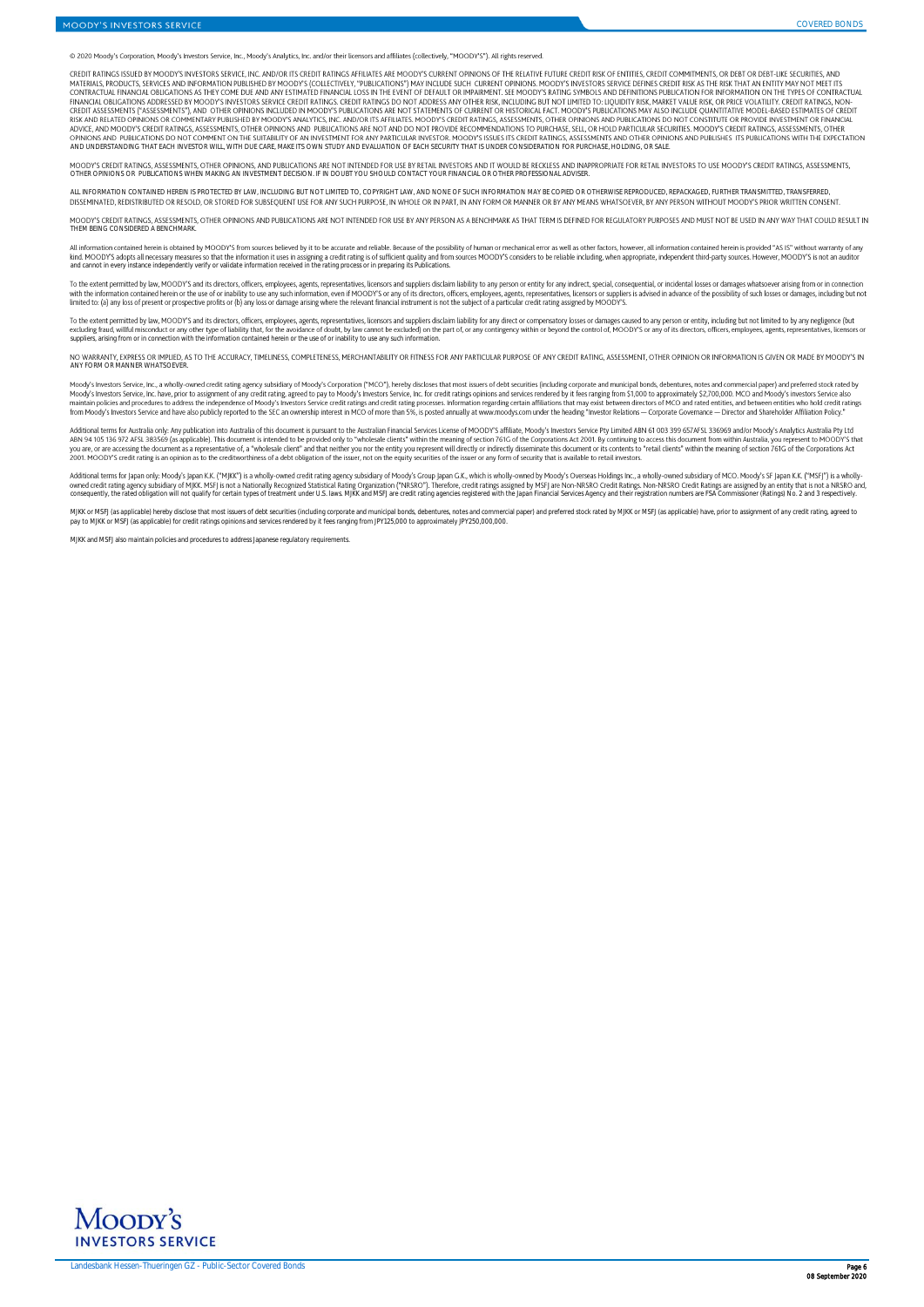© 2020 Moody's Corporation, Moody's Investors Service, Inc., Moody's Analytics, Inc. and/or their licensors and affiliates (collectively, "MOODY'S"). All rights reserved.

CREDIT RATINGS ISSUED BY MOODY'S INVESTORS SERVICE, INC. AND/OR ITS CREDIT RATINGS AFFILIATES ARE MOODY'S CURRENT OPINIONS OF THE RELATIVE FUTURE CREDIT RISK OF ENTITIES, CREDIT COMMITMENTS, OR DEBT OR DEBT-LIKE SECURITIES, AND MATERIALS, PRODUCTS, SERVICES AND INFORMATION PUBLISHED BY MOODY'S (COLLECTIVELY, "PUBLICATIONS") MAY INCLUDE SUCH CURRENT OPINIONS. MOODY'S INVESTORS SERVICE DEFINES CREDIT RISK AS THE RISK THAT AN ENTITY MAY NOT MEET ITS CONTRACTUAL FINANCIAL OBLIGATIONS AS THEY COME DUE AND ANY ESTIMATED FINANCIAL LOSS IN THE EVENT OF DEFAULT OR IMPAIRMENT. SEE MOODY'S RATING SYMBOLS AND DEFINITIONS PUBLICATION FOR INFORMATION ON THE TYPES OF CONTRACTUAL FINANCIAL OBLIGATIONS ADDRESSED BY MOODY'S INVESTORS SERVICE CREDIT RATINGS. CREDIT RATINGS DO NOT ADDRESS ANY OTHER RISK, INCLUDING BUT NOT LIMITED TO: LIQUIDITY RISK, MARKET VALUE RISK, OR PRICE VOLATILITY. CREDIT RATINGS, NON-CREDIT ASSESSMENTS ("ASSESSMENTS"), AND OTHER OPINIONS INCLUDED IN MOODY'S PUBLICATIONS ARE NOT STATEMENTS OF CURRENT OR HISTORICAL FACT. MOODY'S PUBLICATIONS MAY ALSO INCLUDE QUANTITATIVE MODEL-BASED ESTIMATES OF CREDIT RISK AND RELATED OPINIONS OR COMMENTARY PUBLISHED BY MOODY'S ANALYTICS, INC. AND/OR ITS AFFILIATES. MOODY'S CREDIT RATINGS, ASSESSMENTS, OTHER OPINIONS AND PUBLICATIONS DO NOT CONSTITUTE OR PROVIDE INVESTMENT OR FINANCIAL ADVICE, AND MOODY'S CREDIT RATINGS, ASSESSMENTS, OTHER OPINIONS AND PUBLICATIONS ARE NOT AND DO NOT PROVIDE RECOMMENDATIONS TO PURCHASE, SELL, OR HOLD PARTICULAR SECURITIES. MOODY'S CREDIT RATINGS, ASSESSMENTS, OTHER OPINIONS AND PUBLICATIONS DO NOT COMMENT ON THE SUITABILITY OF AN INVESTMENT FOR ANY PARTICULAR INVESTOR. MOODY'S ISSUES ITS CREDIT RATINGS, ASSESSMENTS AND OTHER OPINIONS AND PUBLISHES ITS PUBLICATIONS WITH THE EXPECTATION AND UNDERSTANDING THAT EACH INVESTOR WILL, WITH DUE CARE, MAKE ITS OWN STUDY AND EVALUATION OF EACH SECURITY THAT IS UNDER CONSIDERATION FOR PURCHASE, HOLDING, OR SALE.

MOODY'S CREDIT RATINGS, ASSESSMENTS, OTHER OPINIONS, AND PUBLICATIONS ARE NOT INTENDED FOR USE BY RETAIL INVESTORS AND IT WOULD BE RECKLESS AND INAPPROPRIATE FOR RETAIL INVESTORS TO USE MOODY'S CREDIT RATINGS, ASSESSMENTS, OTHER OPINIONS OR PUBLICATIONS WHEN MAKING AN INVESTMENT DECISION. IF IN DOUBT YOU SHOULD CONTACT YOUR FINANCIAL OR OTHER PROFESSIONAL ADVISER.

ALL INFORMATION CONTAINED HEREIN IS PROTECTED BY LAW, INCLUDING BUT NOT LIMITED TO, COPYRIGHT LAW, AND NONE OF SUCH INFORMATION MAY BE COPIED OR OTHERWISE REPRODUCED, REPACKAGED, FURTHER TRANSMITTED, TRANSFERRED, DISSEMINATED, REDISTRIBUTED OR RESOLD, OR STORED FOR SUBSEQUENT USE FOR ANY SUCH PURPOSE, IN WHOLE OR IN PART, IN ANY FORM OR MANNER OR BY ANY MEANS WHATSOEVER, BY ANY PERSON WITHOUT MOODY'S PRIOR WRITTEN CONSENT.

MOODY'S CREDIT RATINGS, ASSESSMENTS, OTHER OPINIONS AND PUBLICATIONS ARE NOT INTENDED FOR USE BY ANY PERSON AS A BENCHMARK AS THAT TERM IS DEFINED FOR REGULATORY PURPOSES AND MUST NOT BE USED IN ANY WAY THAT COULD RESULT IN THEM BEING CONSIDERED A BENCHMARK.

All information contained herein is obtained by MOODY'S from sources believed by it to be accurate and reliable. Because of the possibility of human or mechanical error as well as other factors, however, all information contained herein is provided "AS IS" without warranty of any kind. MOODY'S adopts all necessary measures so that the information it uses in assigning a credit rating is of sufficient quality and from sources MOODY'S considers to be reliable including, when appropriate, independent third-party sources. However, MOODY'S is not an auditor and cannot in every instance independently verify or validate information received in the rating process or in preparing its Publications.

To the extent permitted by law, MOODY'S and its directors, officers, employees, agents, representatives, licensors and suppliers disclaim liability to any person or entity for any indirect, special, consequential, or incidental losses or damages whatsoever arising from or in connection with the information contained herein or the use of or inability to use any such information, even if MOODY'S or any of its directors, officers, employees, agents, representatives, licensors or suppliers is advised in advance of the possibility of such losses or damages, including but not limited to: (a) any loss of present or prospective profits or (b) any loss or damage arising where the relevant financial instrument is not the subject of a particular credit rating assigned by MOODY'S.

To the extent permitted by law, MOODY'S and its directors, officers, employees, agents, representatives, licensors and suppliers disclaim liability for any direct or compensatory losses or damages caused to any person or entity, including but not limited to by any negligence (but excluding fraud, willful misconduct or any other type of liability that, for the avoidance of doubt, by law cannot be excluded) on the part of, or any contingency within or beyond the control of, MOODY'S or any of its directors, officers, employees, agents, representatives, licensors or suppliers, arising from or in connection with the information contained herein or the use of or inability to use any such information.

NO WARRANTY, EXPRESS OR IMPLIED, AS TO THE ACCURACY, TIMELINESS, COMPLETENESS, MERCHANTABILITY OR FITNESS FOR ANY PARTICULAR PURPOSE OF ANY CREDIT RATING, ASSESSMENT, OTHER OPINION OR INFORMATION IS GIVEN OR MADE BY MOODY'S IN ANY FORM OR MANNER WHATSOEVER.

Moody's Investors Service, Inc., a wholly-owned credit rating agency subsidiary of Moody's Corporation ("MCO"), hereby discloses that most issuers of debt securities (including corporate and municipal bonds, debentures, notes and commercial paper) and preferred stock rated by Moody's Investors Service, Inc. have, prior to assignment of any credit rating, agreed to pay to Moody's Investors Service, Inc. for credit ratings opinions and services rendered by it fees ranging from $1,000 to approximately $2,700,000. MCO and Moody's investors Service also maintain policies and procedures to address the independence of Moody's Investors Service credit ratings and credit rating processes. Information regarding certain affiliations that may exist between directors of MCO and rated entities, and between entities who hold credit ratings from Moody's Investors Service and have also publicly reported to the SEC an ownership interest in MCO of more than 5%, is posted annually at www.moodys.com under the heading "Investor Relations — Corporate Governance — Director and Shareholder Affiliation Policy."

Additional terms for Australia only: Any publication into Australia of this document is pursuant to the Australian Financial Services License of MOODY'S affiliate, Moody's Investors Service Pty Limited ABN 61 003 399 657AFSL 336969 and/or Moody's Analytics Australia Pty Ltd ABN 94 105 136 972 AFSL 383569 (as applicable). This document is intended to be provided only to "wholesale clients" within the meaning of section 761G of the Corporations Act 2001. By continuing to access this document from within Australia, you represent to MOODY'S that you are, or are accessing the document as a representative of, a "wholesale client" and that neither you nor the entity you represent will directly or indirectly disseminate this document or its contents to "retail clients" within the meaning of section 761G of the Corporations Act 2001. MOODY'S credit rating is an opinion as to the creditworthiness of a debt obligation of the issuer, not on the equity securities of the issuer or any form of security that is available to retail investors.

Additional terms for Japan only: Moody's Japan K.K. ("MJKK") is a wholly-owned credit rating agency subsidiary of Moody's Group Japan G.K., which is wholly-owned by Moody's Overseas Holdings Inc., a wholly-owned subsidiary of MCO. Moody's SF Japan K.K. ("MSFJ") is a wholly-owned credit rating agency subsidiary of MJKK. MSFJ is not a Nationally Recognized Statistical Rating Organization ("NRSRO"). Therefore, credit ratings assigned by MSFJ are Non-NRSRO Credit Ratings. Non-NRSRO Credit Ratings are assigned by an entity that is not a NRSRO and, consequently, the rated obligation will not qualify for certain types of treatment under U.S. laws. MJKK and MSFJ are credit rating agencies registered with the Japan Financial Services Agency and their registration numbers are FSA Commissioner (Ratings) No. 2 and 3 respectively.

MJKK or MSFJ (as applicable) hereby disclose that most issuers of debt securities (including corporate and municipal bonds, debentures, notes and commercial paper) and preferred stock rated by MJKK or MSFJ (as applicable) have, prior to assignment of any credit rating, agreed to pay to MJKK or MSFJ (as applicable) for credit ratings opinions and services rendered by it fees ranging from JPY125,000 to approximately JPY250,000,000.

MJKK and MSFJ also maintain policies and procedures to address Japanese regulatory requirements.

Moody's
INVESTORS SERVICE